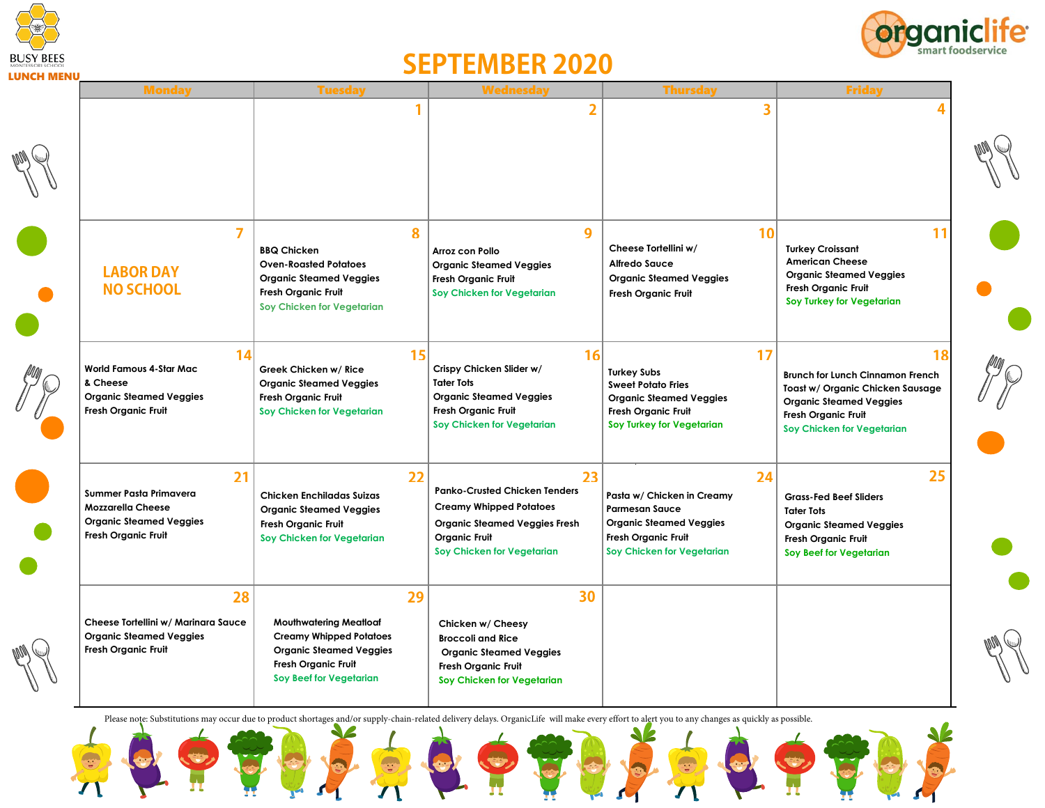BUSY BEES
MONTESSORI SCHOOL
**LUNCH MENU**

organiclife
smart foodservice

# SEPTEMBER 2020

| Monday | Tuesday | Wednesday | Thursday | Friday |
| --- | --- | --- | --- | --- |
| | 1 | 2 | 3 | 4 |
| 7<br>LABOR DAY<br>NO SCHOOL | 8<br>BBQ Chicken<br>Oven-Roasted Potatoes<br>Organic Steamed Veggies<br>Fresh Organic Fruit<br>Soy Chicken for Vegetarian | 9<br>Arroz con Pollo<br>Organic Steamed Veggies<br>Fresh Organic Fruit<br>Soy Chicken for Vegetarian | 10<br>Cheese Tortellini w/<br>Alfredo Sauce<br>Organic Steamed Veggies<br>Fresh Organic Fruit | 11<br>Turkey Croissant<br>American Cheese<br>Organic Steamed Veggies<br>Fresh Organic Fruit<br>Soy Turkey for Vegetarian |
| 14<br>World Famous 4-Star Mac<br>& Cheese<br>Organic Steamed Veggies<br>Fresh Organic Fruit | 15<br>Greek Chicken w/ Rice<br>Organic Steamed Veggies<br>Fresh Organic Fruit<br>Soy Chicken for Vegetarian | 16<br>Crispy Chicken Slider w/<br>Tater Tots<br>Organic Steamed Veggies<br>Fresh Organic Fruit<br>Soy Chicken for Vegetarian | 17<br>Turkey Subs<br>Sweet Potato Fries<br>Organic Steamed Veggies<br>Fresh Organic Fruit<br>Soy Turkey for Vegetarian | 18<br>Brunch for Lunch Cinnamon French<br>Toast w/ Organic Chicken Sausage<br>Organic Steamed Veggies<br>Fresh Organic Fruit<br>Soy Chicken for Vegetarian |
| 21<br>Summer Pasta Primavera<br>Mozzarella Cheese<br>Organic Steamed Veggies<br>Fresh Organic Fruit | 22<br>Chicken Enchiladas Suizas<br>Organic Steamed Veggies<br>Fresh Organic Fruit<br>Soy Chicken for Vegetarian | 23<br>Panko-Crusted Chicken Tenders<br>Creamy Whipped Potatoes<br>Organic Steamed Veggies Fresh<br>Organic Fruit<br>Soy Chicken for Vegetarian | 24<br>Pasta w/ Chicken in Creamy<br>Parmesan Sauce<br>Organic Steamed Veggies<br>Fresh Organic Fruit<br>Soy Chicken for Vegetarian | 25<br>Grass-Fed Beef Sliders<br>Tater Tots<br>Organic Steamed Veggies<br>Fresh Organic Fruit<br>Soy Beef for Vegetarian |
| 28<br>Cheese Tortellini w/ Marinara Sauce<br>Organic Steamed Veggies<br>Fresh Organic Fruit | 29<br>Mouthwatering Meatloaf<br>Creamy Whipped Potatoes<br>Organic Steamed Veggies<br>Fresh Organic Fruit<br>Soy Beef for Vegetarian | 30<br>Chicken w/ Cheesy<br>Broccoli and Rice<br>Organic Steamed Veggies<br>Fresh Organic Fruit<br>Soy Chicken for Vegetarian | | |

Please note: Substitutions may occur due to product shortages and/or supply-chain-related delivery delays. OrganicLife will make every effort to alert you to any changes as quickly as possible.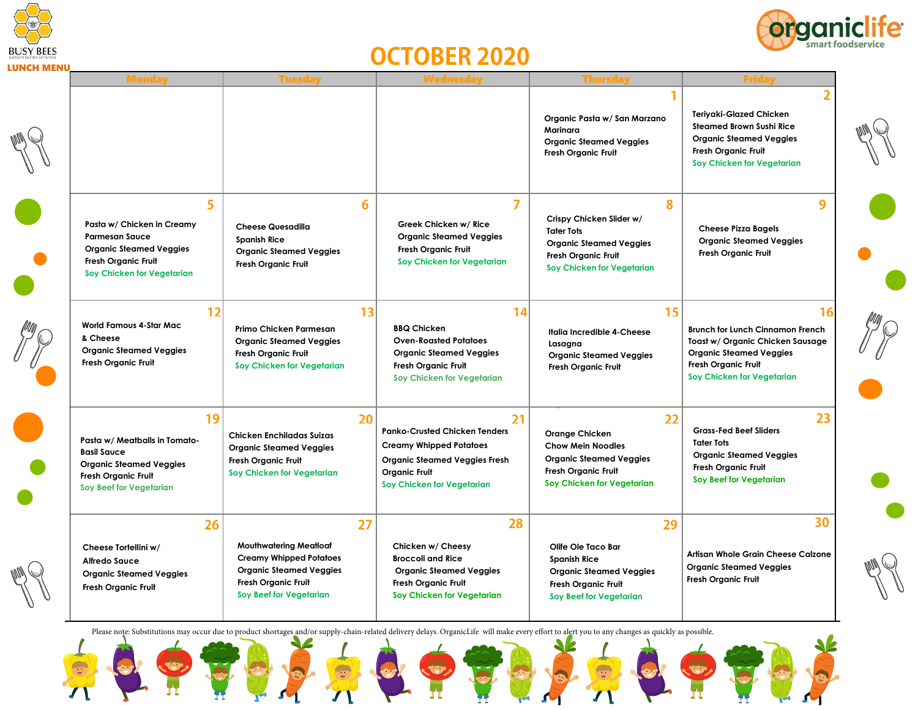BUSY BEES MONTESSORI SCHOOL

**LUNCH MENU**

# OCTOBER 2020

organiclife smart foodservice

| Monday | Tuesday | Wednesday | Thursday | Friday |
|---|---|---|---|---|
| | | | **1** Organic Pasta w/ San Marzano Marinara<br>Organic Steamed Veggies<br>Fresh Organic Fruit | **2** Teriyaki-Glazed Chicken<br>Steamed Brown Sushi Rice<br>Organic Steamed Veggies<br>Fresh Organic Fruit<br>Soy Chicken for Vegetarian |
| **5** Pasta w/ Chicken in Creamy Parmesan Sauce<br>Organic Steamed Veggies<br>Fresh Organic Fruit<br>Soy Chicken for Vegetarian | **6** Cheese Quesadilla<br>Spanish Rice<br>Organic Steamed Veggies<br>Fresh Organic Fruit | **7** Greek Chicken w/ Rice<br>Organic Steamed Veggies<br>Fresh Organic Fruit<br>Soy Chicken for Vegetarian | **8** Crispy Chicken Slider w/ Tater Tots<br>Organic Steamed Veggies<br>Fresh Organic Fruit<br>Soy Chicken for Vegetarian | **9** Cheese Pizza Bagels<br>Organic Steamed Veggies<br>Fresh Organic Fruit |
| **12** World Famous 4-Star Mac & Cheese<br>Organic Steamed Veggies<br>Fresh Organic Fruit | **13** Primo Chicken Parmesan<br>Organic Steamed Veggies<br>Fresh Organic Fruit<br>Soy Chicken for Vegetarian | **14** BBQ Chicken<br>Oven-Roasted Potatoes<br>Organic Steamed Veggies<br>Fresh Organic Fruit<br>Soy Chicken for Vegetarian | **15** Italia Incredible 4-Cheese Lasagna<br>Organic Steamed Veggies<br>Fresh Organic Fruit | **16** Brunch for Lunch Cinnamon French Toast w/ Organic Chicken Sausage<br>Organic Steamed Veggies<br>Fresh Organic Fruit<br>Soy Chicken for Vegetarian |
| **19** Pasta w/ Meatballs in Tomato-Basil Sauce<br>Organic Steamed Veggies<br>Fresh Organic Fruit<br>Soy Beef for Vegetarian | **20** Chicken Enchiladas Suizas<br>Organic Steamed Veggies<br>Fresh Organic Fruit<br>Soy Chicken for Vegetarian | **21** Panko-Crusted Chicken Tenders<br>Creamy Whipped Potatoes<br>Organic Steamed Veggies Fresh Organic Fruit<br>Soy Chicken for Vegetarian | **22** Orange Chicken<br>Chow Mein Noodles<br>Organic Steamed Veggies<br>Fresh Organic Fruit<br>Soy Chicken for Vegetarian | **23** Grass-Fed Beef Sliders<br>Tater Tots<br>Organic Steamed Veggies<br>Fresh Organic Fruit<br>Soy Beef for Vegetarian |
| **26** Cheese Tortellini w/ Alfredo Sauce<br>Organic Steamed Veggies<br>Fresh Organic Fruit | **27** Mouthwatering Meatloaf<br>Creamy Whipped Potatoes<br>Organic Steamed Veggies<br>Fresh Organic Fruit<br>Soy Beef for Vegetarian | **28** Chicken w/ Cheesy Broccoli and Rice<br>Organic Steamed Veggies<br>Fresh Organic Fruit<br>Soy Chicken for Vegetarian | **29** Olife Ole Taco Bar<br>Spanish Rice<br>Organic Steamed Veggies<br>Fresh Organic Fruit<br>Soy Beef for Vegetarian | **30** Artisan Whole Grain Cheese Calzone<br>Organic Steamed Veggies<br>Fresh Organic Fruit |

Please note: Substitutions may occur due to product shortages and/or supply-chain-related delivery delays. OrganicLife will make every effort to alert you to any changes as quickly as possible.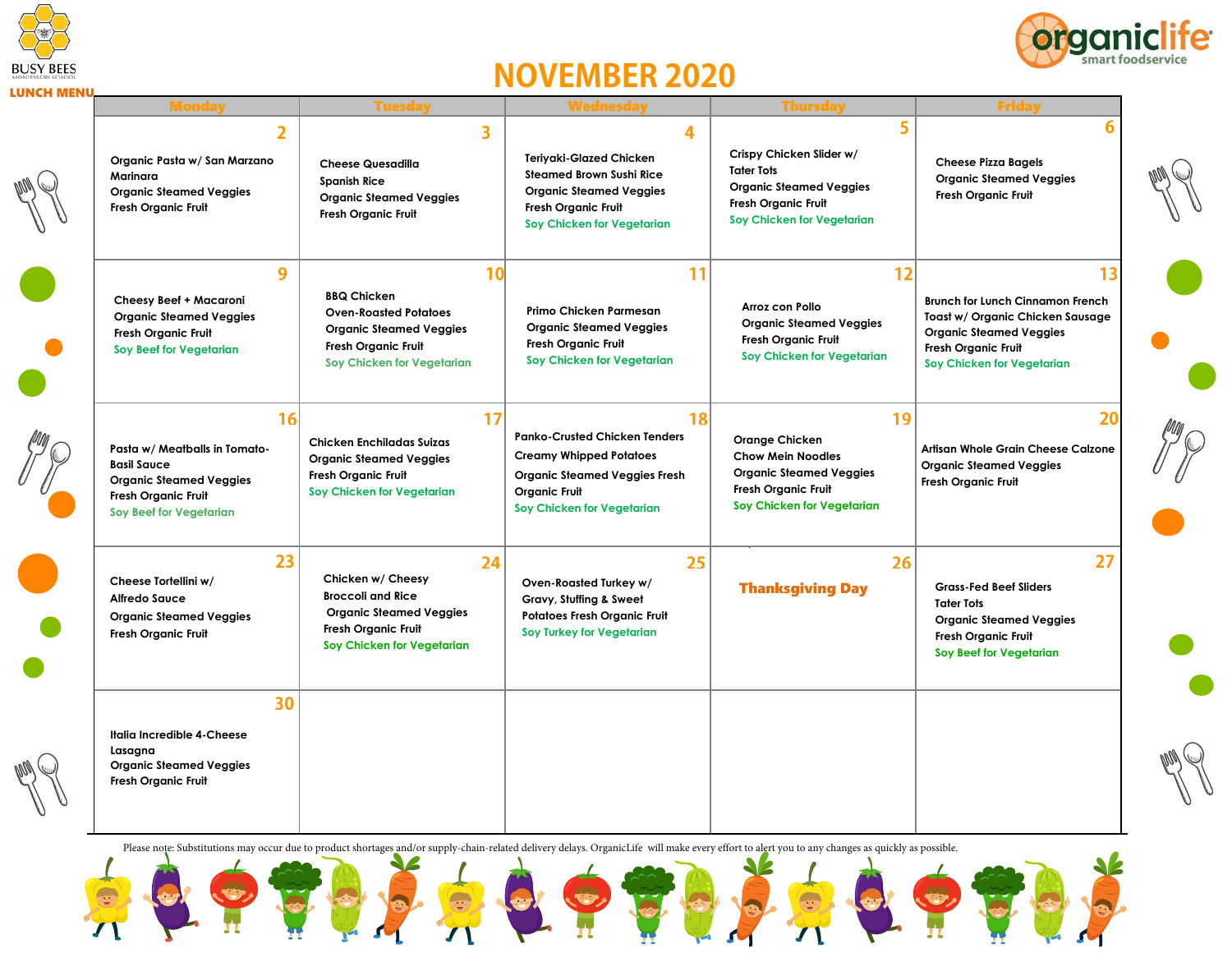BUSY BEES MONTESSORI SCHOOL

**LUNCH MENU**

organiclife smart foodservice

# NOVEMBER 2020

| Monday | Tuesday | Wednesday | Thursday | Friday |
|---|---|---|---|---|
| **2**<br>Organic Pasta w/ San Marzano Marinara<br>Organic Steamed Veggies<br>Fresh Organic Fruit | **3**<br>Cheese Quesadilla<br>Spanish Rice<br>Organic Steamed Veggies<br>Fresh Organic Fruit | **4**<br>Teriyaki-Glazed Chicken<br>Steamed Brown Sushi Rice<br>Organic Steamed Veggies<br>Fresh Organic Fruit<br>Soy Chicken for Vegetarian | **5**<br>Crispy Chicken Slider w/ Tater Tots<br>Organic Steamed Veggies<br>Fresh Organic Fruit<br>Soy Chicken for Vegetarian | **6**<br>Cheese Pizza Bagels<br>Organic Steamed Veggies<br>Fresh Organic Fruit |
| **9**<br>Cheesy Beef + Macaroni<br>Organic Steamed Veggies<br>Fresh Organic Fruit<br>Soy Beef for Vegetarian | **10**<br>BBQ Chicken<br>Oven-Roasted Potatoes<br>Organic Steamed Veggies<br>Fresh Organic Fruit<br>Soy Chicken for Vegetarian | **11**<br>Primo Chicken Parmesan<br>Organic Steamed Veggies<br>Fresh Organic Fruit<br>Soy Chicken for Vegetarian | **12**<br>Arroz con Pollo<br>Organic Steamed Veggies<br>Fresh Organic Fruit<br>Soy Chicken for Vegetarian | **13**<br>Brunch for Lunch Cinnamon French Toast w/ Organic Chicken Sausage<br>Organic Steamed Veggies<br>Fresh Organic Fruit<br>Soy Chicken for Vegetarian |
| **16**<br>Pasta w/ Meatballs in Tomato-Basil Sauce<br>Organic Steamed Veggies<br>Fresh Organic Fruit<br>Soy Beef for Vegetarian | **17**<br>Chicken Enchiladas Suizas<br>Organic Steamed Veggies<br>Fresh Organic Fruit<br>Soy Chicken for Vegetarian | **18**<br>Panko-Crusted Chicken Tenders<br>Creamy Whipped Potatoes<br>Organic Steamed Veggies Fresh Organic Fruit<br>Soy Chicken for Vegetarian | **19**<br>Orange Chicken<br>Chow Mein Noodles<br>Organic Steamed Veggies<br>Fresh Organic Fruit<br>Soy Chicken for Vegetarian | **20**<br>Artisan Whole Grain Cheese Calzone<br>Organic Steamed Veggies<br>Fresh Organic Fruit |
| **23**<br>Cheese Tortellini w/ Alfredo Sauce<br>Organic Steamed Veggies<br>Fresh Organic Fruit | **24**<br>Chicken w/ Cheesy Broccoli and Rice<br>Organic Steamed Veggies<br>Fresh Organic Fruit<br>Soy Chicken for Vegetarian | **25**<br>Oven-Roasted Turkey w/ Gravy, Stuffing & Sweet Potatoes Fresh Organic Fruit<br>Soy Turkey for Vegetarian | **26**<br>**Thanksgiving Day** | **27**<br>Grass-Fed Beef Sliders<br>Tater Tots<br>Organic Steamed Veggies<br>Fresh Organic Fruit<br>Soy Beef for Vegetarian |
| **30**<br>Italia Incredible 4-Cheese Lasagna<br>Organic Steamed Veggies<br>Fresh Organic Fruit | | | | |

Please note: Substitutions may occur due to product shortages and/or supply-chain-related delivery delays. OrganicLife will make every effort to alert you to any changes as quickly as possible.